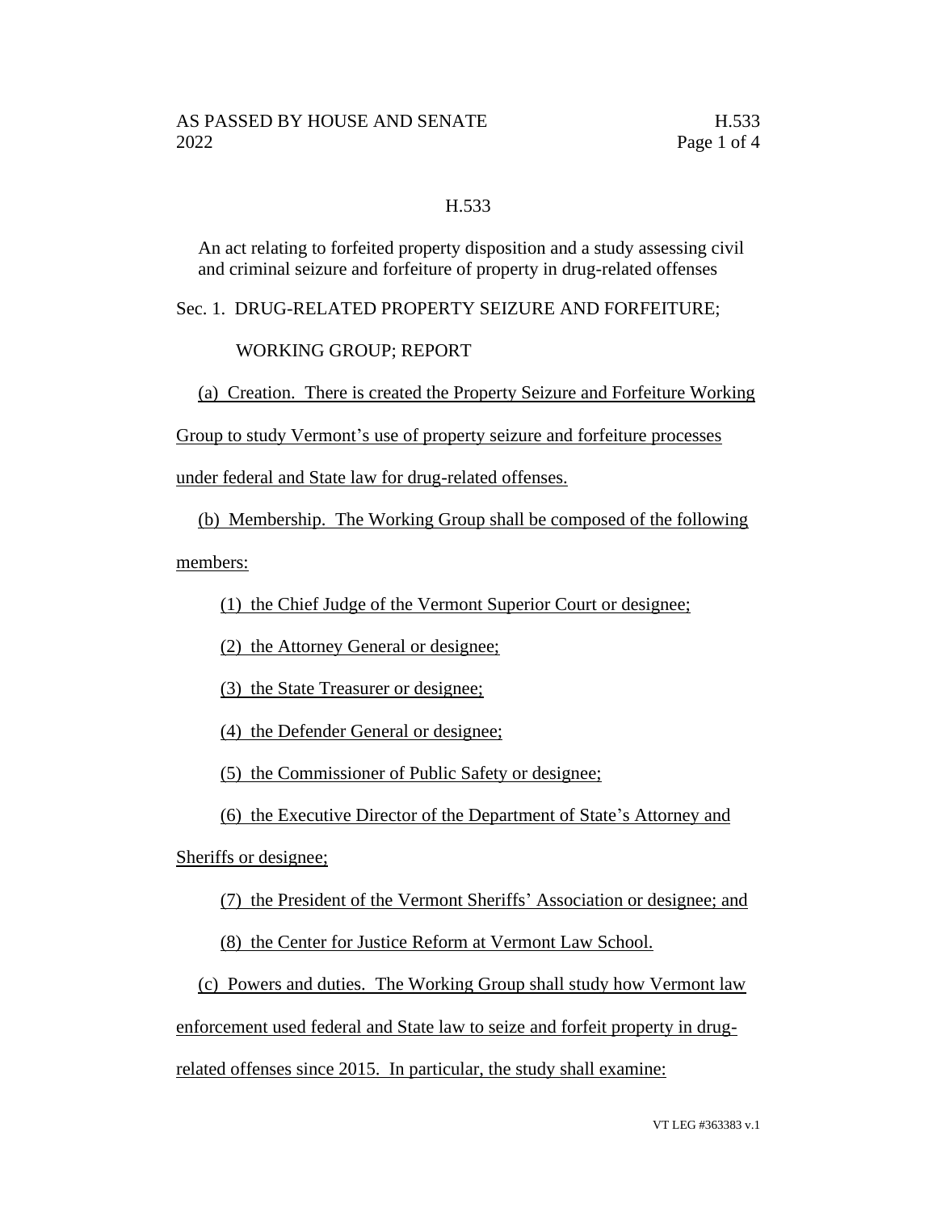# H.533

An act relating to forfeited property disposition and a study assessing civil and criminal seizure and forfeiture of property in drug-related offenses

## Sec. 1. DRUG-RELATED PROPERTY SEIZURE AND FORFEITURE; WORKING GROUP; REPORT

(a) Creation. There is created the Property Seizure and Forfeiture Working Group to study Vermont's use of property seizure and forfeiture processes under federal and State law for drug-related offenses.

(b) Membership. The Working Group shall be composed of the following members:

(1) the Chief Judge of the Vermont Superior Court or designee;

(2) the Attorney General or designee;

(3) the State Treasurer or designee;

(4) the Defender General or designee;

(5) the Commissioner of Public Safety or designee;

(6) the Executive Director of the Department of State's Attorney and Sheriffs or designee;

(7) the President of the Vermont Sheriffs' Association or designee; and

(8) the Center for Justice Reform at Vermont Law School.

(c) Powers and duties. The Working Group shall study how Vermont law enforcement used federal and State law to seize and forfeit property in drug-related offenses since 2015. In particular, the study shall examine: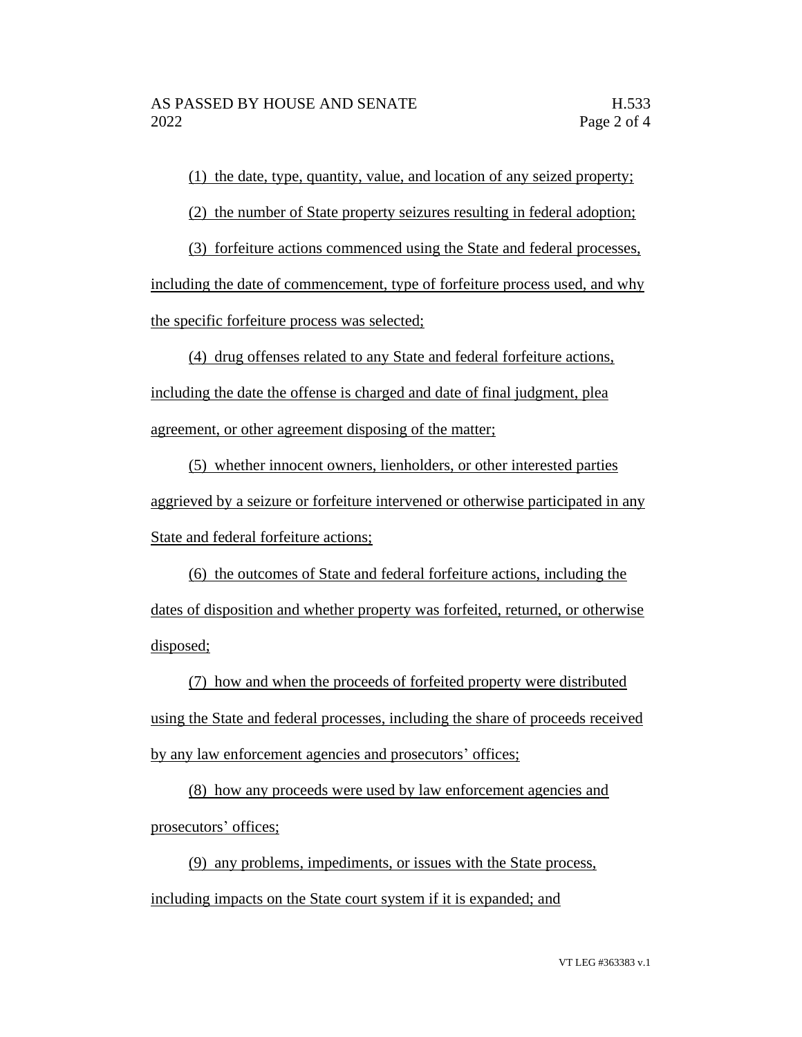(1) the date, type, quantity, value, and location of any seized property;

(2) the number of State property seizures resulting in federal adoption;

(3) forfeiture actions commenced using the State and federal processes, including the date of commencement, type of forfeiture process used, and why the specific forfeiture process was selected;

(4) drug offenses related to any State and federal forfeiture actions, including the date the offense is charged and date of final judgment, plea agreement, or other agreement disposing of the matter;

(5) whether innocent owners, lienholders, or other interested parties aggrieved by a seizure or forfeiture intervened or otherwise participated in any State and federal forfeiture actions;

(6) the outcomes of State and federal forfeiture actions, including the dates of disposition and whether property was forfeited, returned, or otherwise disposed;

(7) how and when the proceeds of forfeited property were distributed using the State and federal processes, including the share of proceeds received by any law enforcement agencies and prosecutors' offices;

(8) how any proceeds were used by law enforcement agencies and prosecutors' offices;

(9) any problems, impediments, or issues with the State process, including impacts on the State court system if it is expanded; and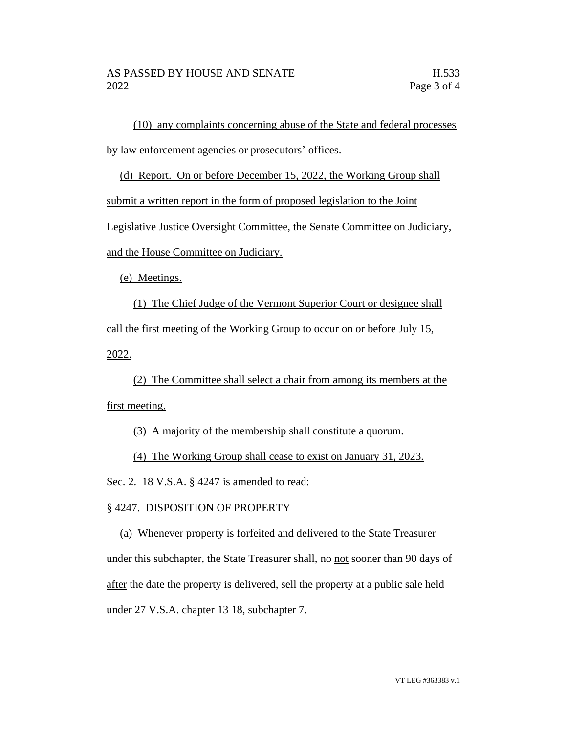(10) any complaints concerning abuse of the State and federal processes by law enforcement agencies or prosecutors' offices.

(d) Report. On or before December 15, 2022, the Working Group shall submit a written report in the form of proposed legislation to the Joint Legislative Justice Oversight Committee, the Senate Committee on Judiciary, and the House Committee on Judiciary.

(e) Meetings.

(1) The Chief Judge of the Vermont Superior Court or designee shall call the first meeting of the Working Group to occur on or before July 15, 2022.

(2) The Committee shall select a chair from among its members at the first meeting.

(3) A majority of the membership shall constitute a quorum.

(4) The Working Group shall cease to exist on January 31, 2023.

Sec. 2. 18 V.S.A. § 4247 is amended to read:

§ 4247. DISPOSITION OF PROPERTY

(a) Whenever property is forfeited and delivered to the State Treasurer under this subchapter, the State Treasurer shall, ~~no~~ not sooner than 90 days ~~of~~ after the date the property is delivered, sell the property at a public sale held under 27 V.S.A. chapter ~~13~~ 18, subchapter 7.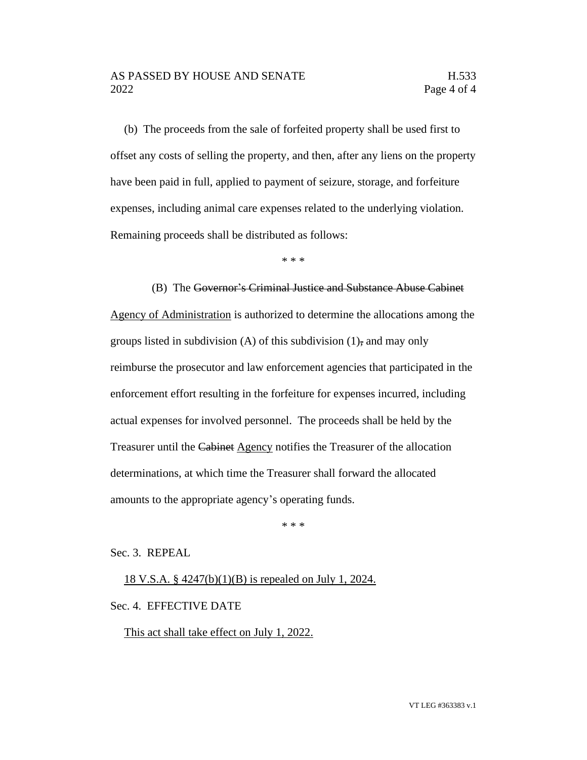(b) The proceeds from the sale of forfeited property shall be used first to offset any costs of selling the property, and then, after any liens on the property have been paid in full, applied to payment of seizure, storage, and forfeiture expenses, including animal care expenses related to the underlying violation. Remaining proceeds shall be distributed as follows:

\* \* \*

(B) The ~~Governor's Criminal Justice and Substance Abuse Cabinet~~ <u>Agency of Administration</u> is authorized to determine the allocations among the groups listed in subdivision (A) of this subdivision (1)~~,~~ and may only reimburse the prosecutor and law enforcement agencies that participated in the enforcement effort resulting in the forfeiture for expenses incurred, including actual expenses for involved personnel. The proceeds shall be held by the Treasurer until the ~~Cabinet~~ <u>Agency</u> notifies the Treasurer of the allocation determinations, at which time the Treasurer shall forward the allocated amounts to the appropriate agency's operating funds.

\* \* \*

Sec. 3. REPEAL

<u>18 V.S.A. § 4247(b)(1)(B) is repealed on July 1, 2024.</u>

Sec. 4. EFFECTIVE DATE

<u>This act shall take effect on July 1, 2022.</u>